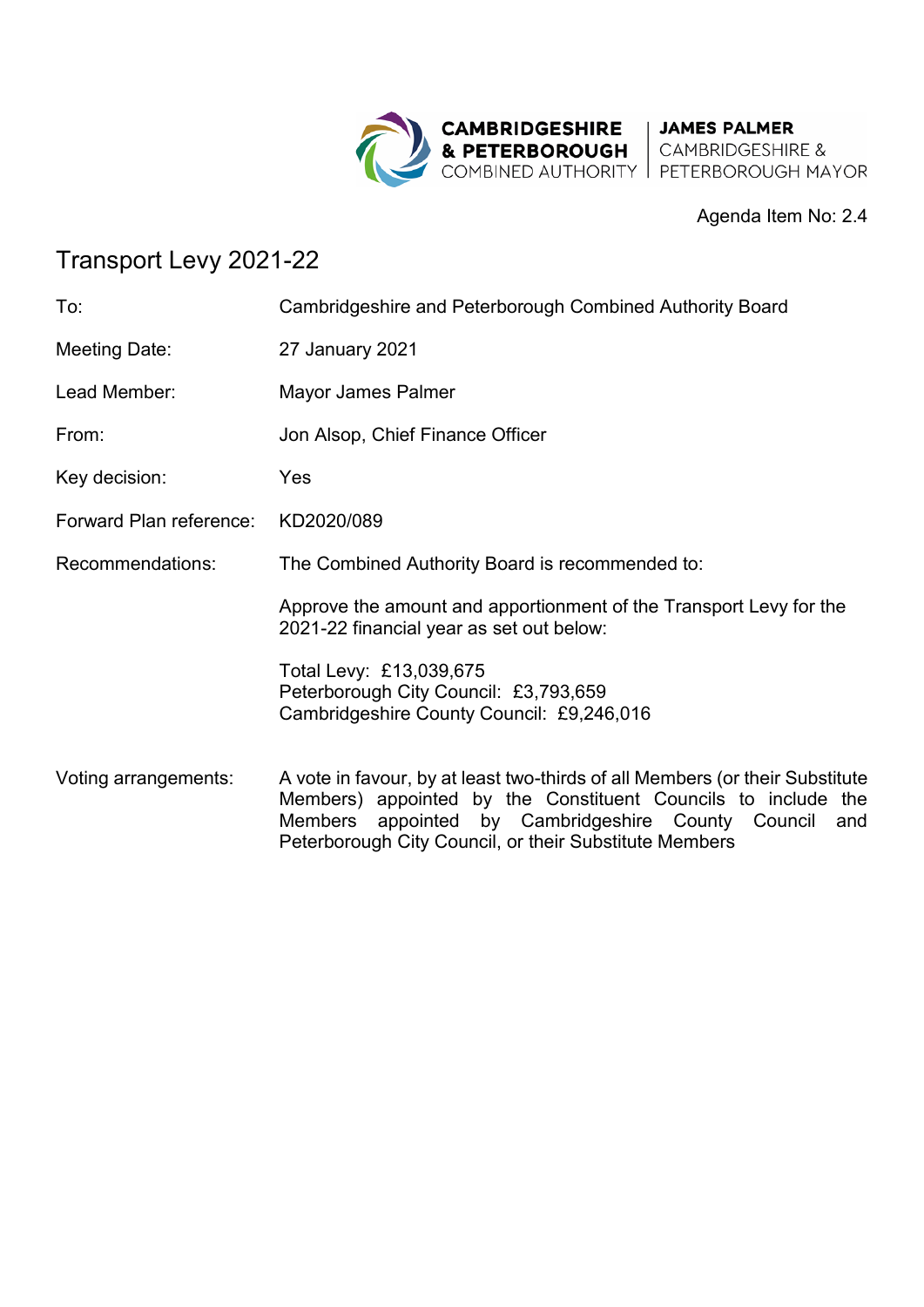CAMBRIDGESHIRE & PETERBOROUGH COMBINED AUTHORITY | JAMES PALMER CAMBRIDGESHIRE & PETERBOROUGH MAYOR

Agenda Item No: 2.4

# Transport Levy 2021-22

| | |
|---|---|
| To: | Cambridgeshire and Peterborough Combined Authority Board |
| Meeting Date: | 27 January 2021 |
| Lead Member: | Mayor James Palmer |
| From: | Jon Alsop, Chief Finance Officer |
| Key decision: | Yes |
| Forward Plan reference: | KD2020/089 |
| Recommendations: | The Combined Authority Board is recommended to:<br><br>Approve the amount and apportionment of the Transport Levy for the 2021-22 financial year as set out below:<br><br>Total Levy: £13,039,675<br>Peterborough City Council: £3,793,659<br>Cambridgeshire County Council: £9,246,016 |
| Voting arrangements: | A vote in favour, by at least two-thirds of all Members (or their Substitute Members) appointed by the Constituent Councils to include the Members appointed by Cambridgeshire County Council and Peterborough City Council, or their Substitute Members |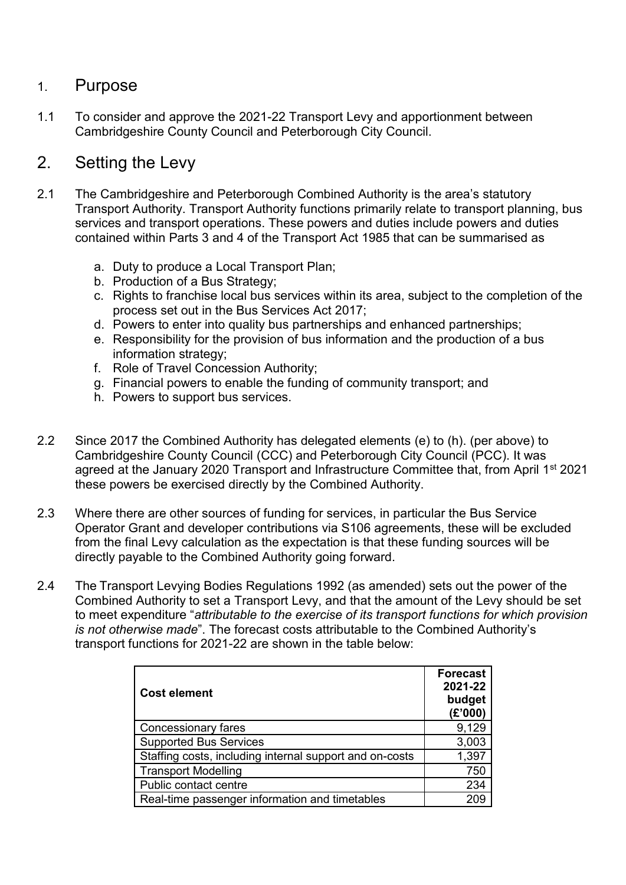## 1. Purpose

1.1 To consider and approve the 2021-22 Transport Levy and apportionment between Cambridgeshire County Council and Peterborough City Council.

## 2. Setting the Levy

2.1 The Cambridgeshire and Peterborough Combined Authority is the area's statutory Transport Authority. Transport Authority functions primarily relate to transport planning, bus services and transport operations. These powers and duties include powers and duties contained within Parts 3 and 4 of the Transport Act 1985 that can be summarised as

a. Duty to produce a Local Transport Plan;
b. Production of a Bus Strategy;
c. Rights to franchise local bus services within its area, subject to the completion of the process set out in the Bus Services Act 2017;
d. Powers to enter into quality bus partnerships and enhanced partnerships;
e. Responsibility for the provision of bus information and the production of a bus information strategy;
f. Role of Travel Concession Authority;
g. Financial powers to enable the funding of community transport; and
h. Powers to support bus services.

2.2 Since 2017 the Combined Authority has delegated elements (e) to (h). (per above) to Cambridgeshire County Council (CCC) and Peterborough City Council (PCC). It was agreed at the January 2020 Transport and Infrastructure Committee that, from April 1st 2021 these powers be exercised directly by the Combined Authority.

2.3 Where there are other sources of funding for services, in particular the Bus Service Operator Grant and developer contributions via S106 agreements, these will be excluded from the final Levy calculation as the expectation is that these funding sources will be directly payable to the Combined Authority going forward.

2.4 The Transport Levying Bodies Regulations 1992 (as amended) sets out the power of the Combined Authority to set a Transport Levy, and that the amount of the Levy should be set to meet expenditure "*attributable to the exercise of its transport functions for which provision is not otherwise made*". The forecast costs attributable to the Combined Authority's transport functions for 2021-22 are shown in the table below:

| **Cost element** | **Forecast 2021-22 budget (£'000)** |
|---|---|
| Concessionary fares | 9,129 |
| Supported Bus Services | 3,003 |
| Staffing costs, including internal support and on-costs | 1,397 |
| Transport Modelling | 750 |
| Public contact centre | 234 |
| Real-time passenger information and timetables | 209 |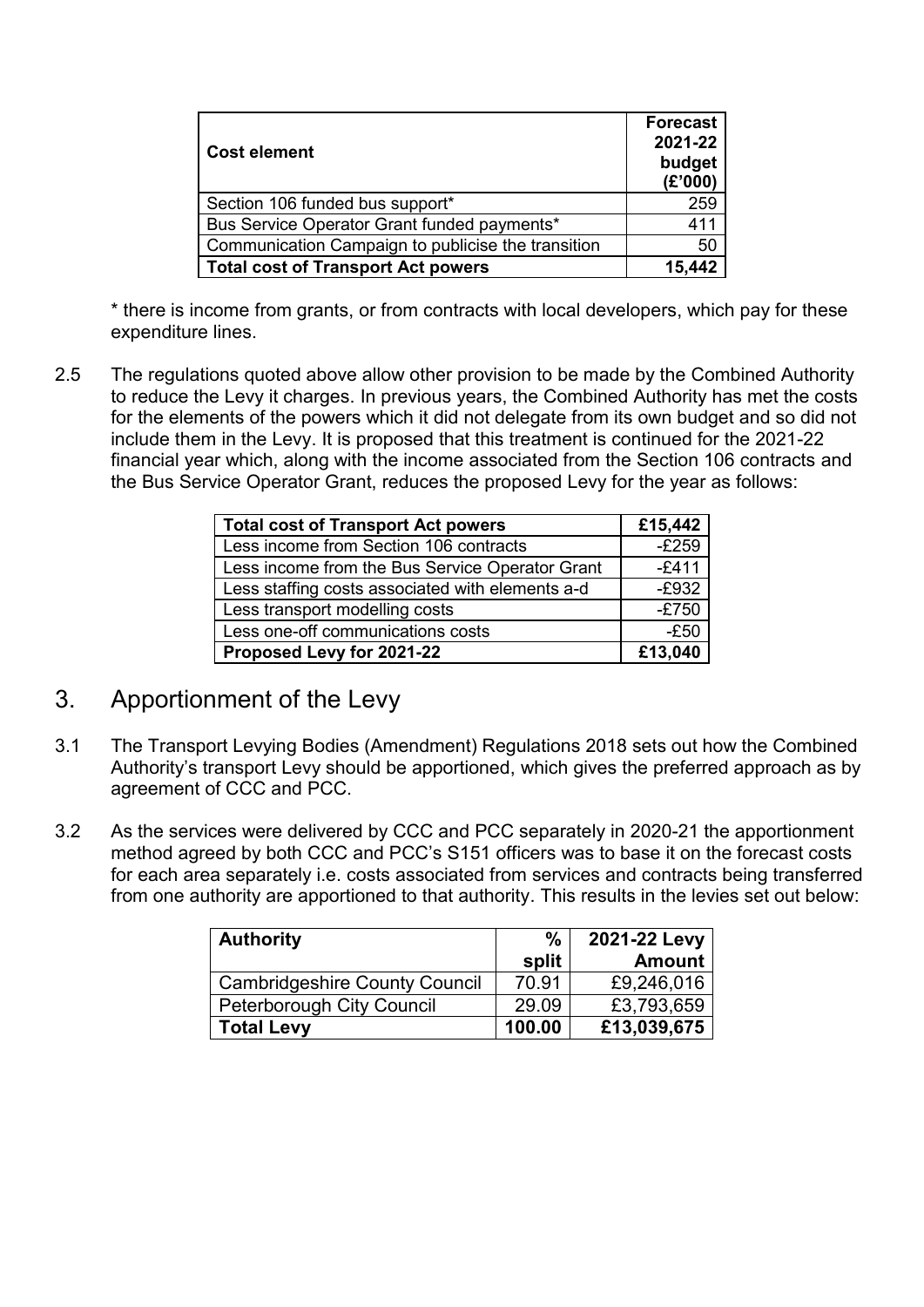| Cost element | Forecast 2021-22 budget (£'000) |
|---|---|
| Section 106 funded bus support* | 259 |
| Bus Service Operator Grant funded payments* | 411 |
| Communication Campaign to publicise the transition | 50 |
| **Total cost of Transport Act powers** | **15,442** |

* there is income from grants, or from contracts with local developers, which pay for these expenditure lines.

2.5 The regulations quoted above allow other provision to be made by the Combined Authority to reduce the Levy it charges. In previous years, the Combined Authority has met the costs for the elements of the powers which it did not delegate from its own budget and so did not include them in the Levy. It is proposed that this treatment is continued for the 2021-22 financial year which, along with the income associated from the Section 106 contracts and the Bus Service Operator Grant, reduces the proposed Levy for the year as follows:

| **Total cost of Transport Act powers** | **£15,442** |
|---|---|
| Less income from Section 106 contracts | -£259 |
| Less income from the Bus Service Operator Grant | -£411 |
| Less staffing costs associated with elements a-d | -£932 |
| Less transport modelling costs | -£750 |
| Less one-off communications costs | -£50 |
| **Proposed Levy for 2021-22** | **£13,040** |

## 3. Apportionment of the Levy

3.1 The Transport Levying Bodies (Amendment) Regulations 2018 sets out how the Combined Authority's transport Levy should be apportioned, which gives the preferred approach as by agreement of CCC and PCC.

3.2 As the services were delivered by CCC and PCC separately in 2020-21 the apportionment method agreed by both CCC and PCC's S151 officers was to base it on the forecast costs for each area separately i.e. costs associated from services and contracts being transferred from one authority are apportioned to that authority. This results in the levies set out below:

| Authority | % split | 2021-22 Levy Amount |
|---|---|---|
| Cambridgeshire County Council | 70.91 | £9,246,016 |
| Peterborough City Council | 29.09 | £3,793,659 |
| **Total Levy** | **100.00** | **£13,039,675** |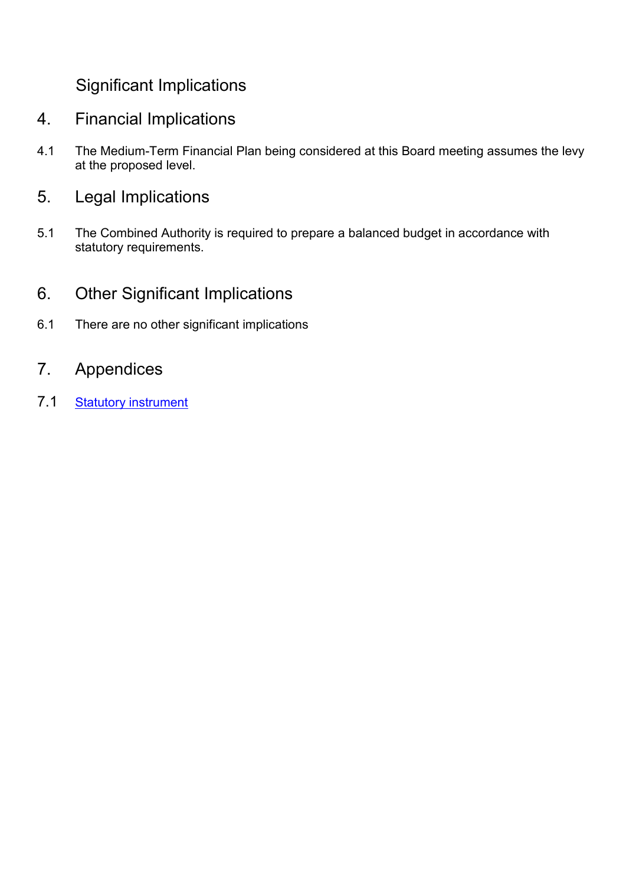## Significant Implications

## 4. Financial Implications

4.1 The Medium-Term Financial Plan being considered at this Board meeting assumes the levy at the proposed level.

## 5. Legal Implications

5.1 The Combined Authority is required to prepare a balanced budget in accordance with statutory requirements.

## 6. Other Significant Implications

6.1 There are no other significant implications

## 7. Appendices

7.1 Statutory instrument